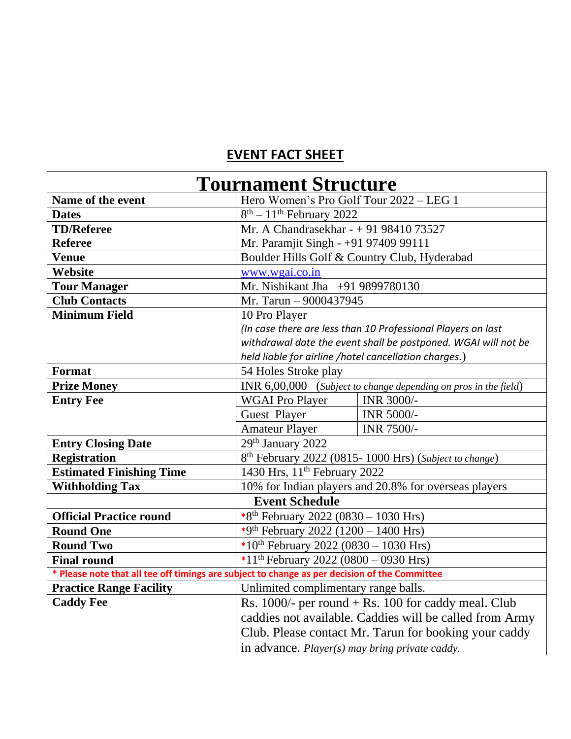## EVENT FACT SHEET

| Tournament Structure | | |
|---|---|---|
| **Name of the event** | Hero Women's Pro Golf Tour 2022 – LEG 1 | |
| **Dates** | 8th – 11th February 2022 | |
| **TD/Referee** | Mr. A Chandrasekhar - + 91 98410 73527 | |
| **Referee** | Mr. Paramjit Singh - +91 97409 99111 | |
| **Venue** | Boulder Hills Golf & Country Club, Hyderabad | |
| **Website** | www.wgai.co.in | |
| **Tour Manager** | Mr. Nishikant Jha +91 9899780130 | |
| **Club Contacts** | Mr. Tarun – 9000437945 | |
| **Minimum Field** | 10 Pro Player *(In case there are less than 10 Professional Players on last withdrawal date the event shall be postponed. WGAI will not be held liable for airline /hotel cancellation charges.)* | |
| **Format** | 54 Holes Stroke play | |
| **Prize Money** | INR 6,00,000 (*Subject to change depending on pros in the field*) | |
| **Entry Fee** | WGAI Pro Player | INR 3000/- |
| | Guest Player | INR 5000/- |
| | Amateur Player | INR 7500/- |
| **Entry Closing Date** | 29th January 2022 | |
| **Registration** | 8th February 2022 (0815- 1000 Hrs) (*Subject to change*) | |
| **Estimated Finishing Time** | 1430 Hrs, 11th February 2022 | |
| **Withholding Tax** | 10% for Indian players and 20.8% for overseas players | |
| **Event Schedule** | | |
| **Official Practice round** | *8th February 2022 (0830 – 1030 Hrs) | |
| **Round One** | *9th February 2022 (1200 – 1400 Hrs) | |
| **Round Two** | *10th February 2022 (0830 – 1030 Hrs) | |
| **Final round** | *11th February 2022 (0800 – 0930 Hrs) | |
| **\* Please note that all tee off timings are subject to change as per decision of the Committee** | | |
| **Practice Range Facility** | Unlimited complimentary range balls. | |
| **Caddy Fee** | Rs. 1000/- per round + Rs. 100 for caddy meal. Club caddies not available. Caddies will be called from Army Club. Please contact Mr. Tarun for booking your caddy in advance. *Player(s) may bring private caddy.* | |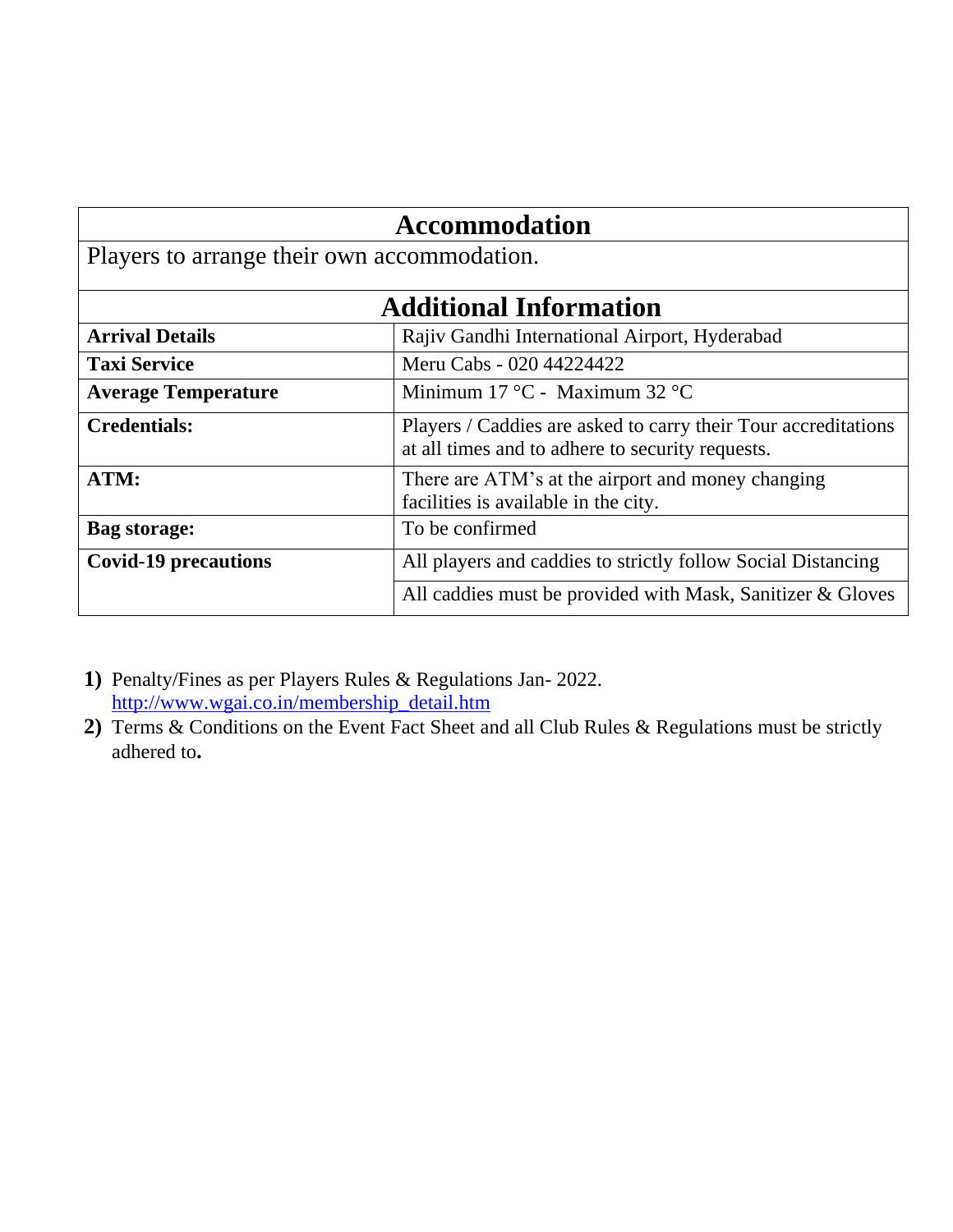## Accommodation

Players to arrange their own accommodation.

## Additional Information

| | |
|---|---|
| **Arrival Details** | Rajiv Gandhi International Airport, Hyderabad |
| **Taxi Service** | Meru Cabs - 020 44224422 |
| **Average Temperature** | Minimum 17 °C - Maximum 32 °C |
| **Credentials:** | Players / Caddies are asked to carry their Tour accreditations at all times and to adhere to security requests. |
| **ATM:** | There are ATM's at the airport and money changing facilities is available in the city. |
| **Bag storage:** | To be confirmed |
| **Covid-19 precautions** | All players and caddies to strictly follow Social Distancing |
| | All caddies must be provided with Mask, Sanitizer & Gloves |

1) Penalty/Fines as per Players Rules & Regulations Jan- 2022. http://www.wgai.co.in/membership_detail.htm
2) Terms & Conditions on the Event Fact Sheet and all Club Rules & Regulations must be strictly adhered to**.**